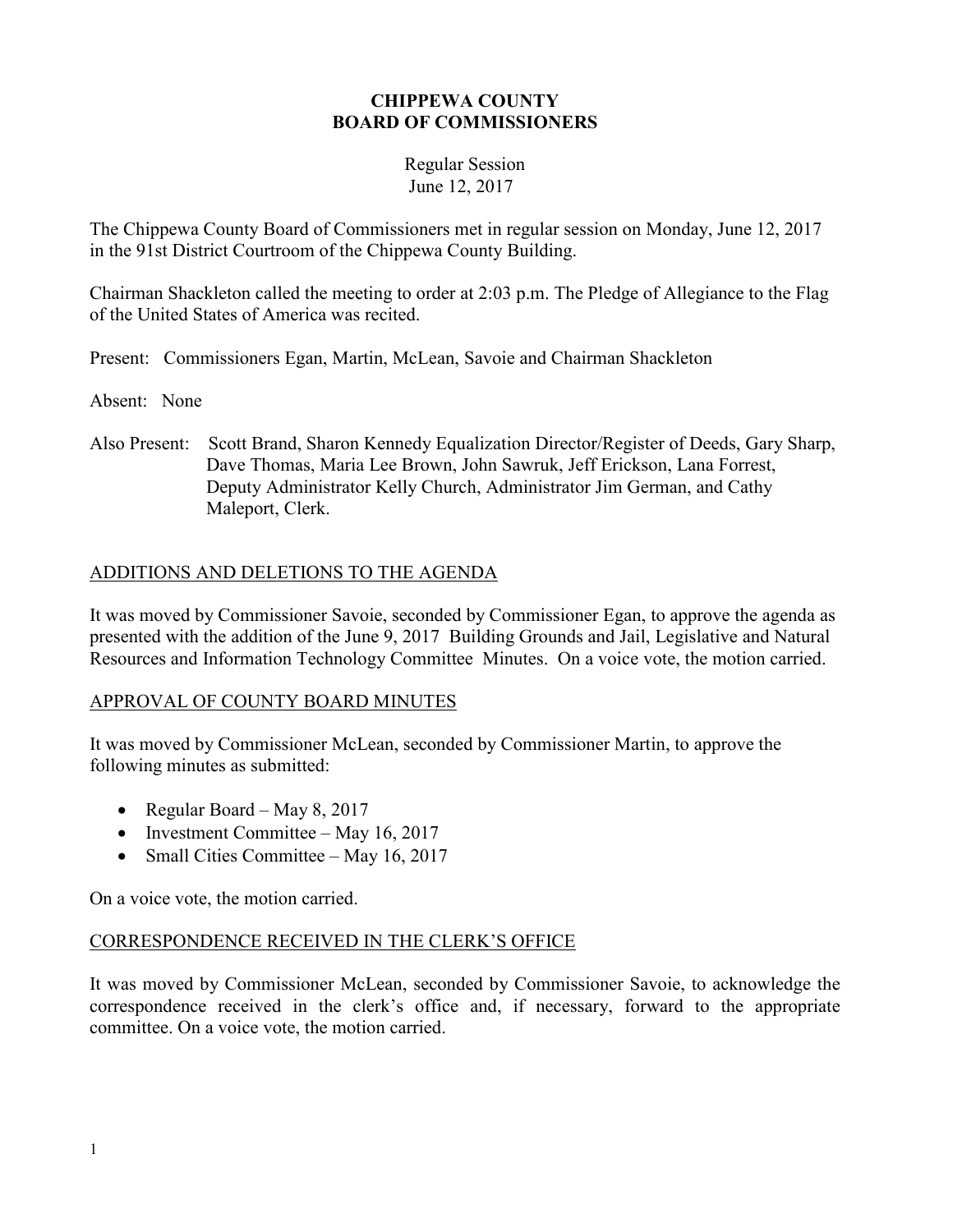# CHIPPEWA COUNTY
# BOARD OF COMMISSIONERS

Regular Session
June 12, 2017

The Chippewa County Board of Commissioners met in regular session on Monday, June 12, 2017 in the 91st District Courtroom of the Chippewa County Building.

Chairman Shackleton called the meeting to order at 2:03 p.m. The Pledge of Allegiance to the Flag of the United States of America was recited.

Present: Commissioners Egan, Martin, McLean, Savoie and Chairman Shackleton

Absent: None

Also Present: Scott Brand, Sharon Kennedy Equalization Director/Register of Deeds, Gary Sharp, Dave Thomas, Maria Lee Brown, John Sawruk, Jeff Erickson, Lana Forrest, Deputy Administrator Kelly Church, Administrator Jim German, and Cathy Maleport, Clerk.

## ADDITIONS AND DELETIONS TO THE AGENDA

It was moved by Commissioner Savoie, seconded by Commissioner Egan, to approve the agenda as presented with the addition of the June 9, 2017 Building Grounds and Jail, Legislative and Natural Resources and Information Technology Committee Minutes. On a voice vote, the motion carried.

## APPROVAL OF COUNTY BOARD MINUTES

It was moved by Commissioner McLean, seconded by Commissioner Martin, to approve the following minutes as submitted:

- Regular Board – May 8, 2017
- Investment Committee – May 16, 2017
- Small Cities Committee – May 16, 2017

On a voice vote, the motion carried.

## CORRESPONDENCE RECEIVED IN THE CLERK'S OFFICE

It was moved by Commissioner McLean, seconded by Commissioner Savoie, to acknowledge the correspondence received in the clerk's office and, if necessary, forward to the appropriate committee. On a voice vote, the motion carried.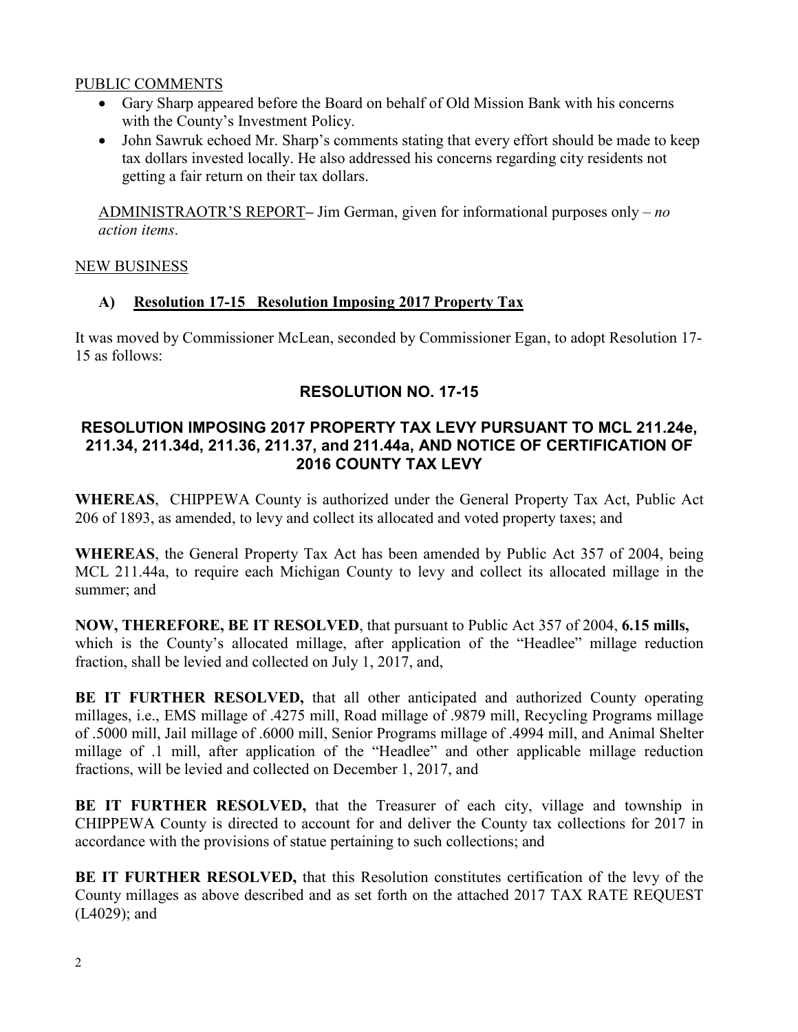PUBLIC COMMENTS

- Gary Sharp appeared before the Board on behalf of Old Mission Bank with his concerns with the County's Investment Policy.
- John Sawruk echoed Mr. Sharp's comments stating that every effort should be made to keep tax dollars invested locally. He also addressed his concerns regarding city residents not getting a fair return on their tax dollars.

ADMINISTRAOTR'S REPORT– Jim German, given for informational purposes only – *no action items*.

NEW BUSINESS

**A) Resolution 17-15 Resolution Imposing 2017 Property Tax**

It was moved by Commissioner McLean, seconded by Commissioner Egan, to adopt Resolution 17-15 as follows:

## RESOLUTION NO. 17-15

### RESOLUTION IMPOSING 2017 PROPERTY TAX LEVY PURSUANT TO MCL 211.24e, 211.34, 211.34d, 211.36, 211.37, and 211.44a, AND NOTICE OF CERTIFICATION OF 2016 COUNTY TAX LEVY

**WHEREAS**, CHIPPEWA County is authorized under the General Property Tax Act, Public Act 206 of 1893, as amended, to levy and collect its allocated and voted property taxes; and

**WHEREAS**, the General Property Tax Act has been amended by Public Act 357 of 2004, being MCL 211.44a, to require each Michigan County to levy and collect its allocated millage in the summer; and

**NOW, THEREFORE, BE IT RESOLVED**, that pursuant to Public Act 357 of 2004, **6.15 mills,** which is the County's allocated millage, after application of the "Headlee" millage reduction fraction, shall be levied and collected on July 1, 2017, and,

**BE IT FURTHER RESOLVED,** that all other anticipated and authorized County operating millages, i.e., EMS millage of .4275 mill, Road millage of .9879 mill, Recycling Programs millage of .5000 mill, Jail millage of .6000 mill, Senior Programs millage of .4994 mill, and Animal Shelter millage of .1 mill, after application of the "Headlee" and other applicable millage reduction fractions, will be levied and collected on December 1, 2017, and

**BE IT FURTHER RESOLVED,** that the Treasurer of each city, village and township in CHIPPEWA County is directed to account for and deliver the County tax collections for 2017 in accordance with the provisions of statue pertaining to such collections; and

**BE IT FURTHER RESOLVED,** that this Resolution constitutes certification of the levy of the County millages as above described and as set forth on the attached 2017 TAX RATE REQUEST (L4029); and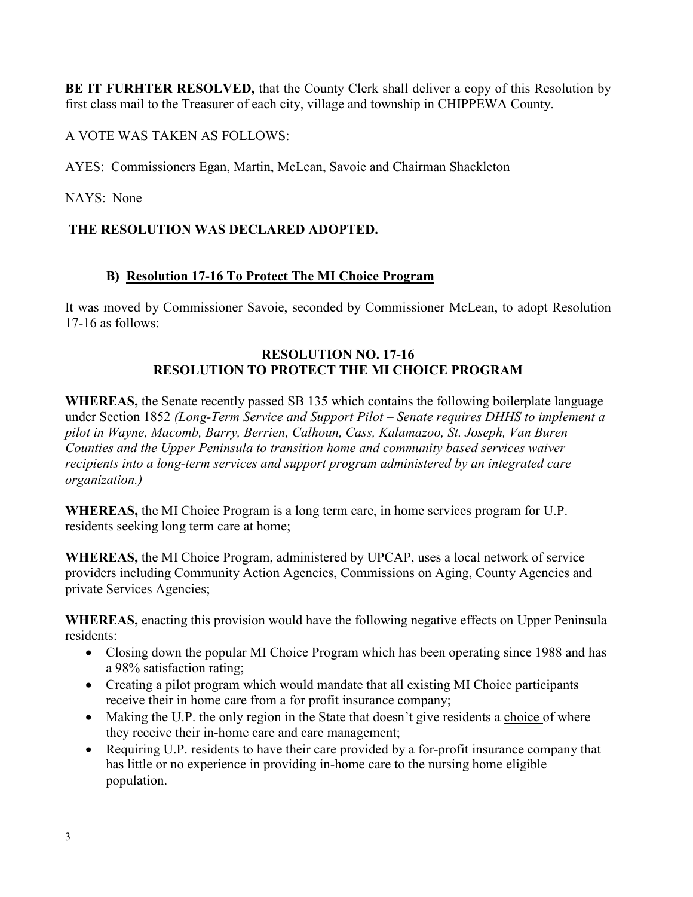**BE IT FURHTER RESOLVED,** that the County Clerk shall deliver a copy of this Resolution by first class mail to the Treasurer of each city, village and township in CHIPPEWA County.

A VOTE WAS TAKEN AS FOLLOWS:

AYES: Commissioners Egan, Martin, McLean, Savoie and Chairman Shackleton

NAYS: None

**THE RESOLUTION WAS DECLARED ADOPTED.**

**B) Resolution 17-16 To Protect The MI Choice Program**

It was moved by Commissioner Savoie, seconded by Commissioner McLean, to adopt Resolution 17-16 as follows:

**RESOLUTION NO. 17-16**
**RESOLUTION TO PROTECT THE MI CHOICE PROGRAM**

**WHEREAS,** the Senate recently passed SB 135 which contains the following boilerplate language under Section 1852 *(Long-Term Service and Support Pilot – Senate requires DHHS to implement a pilot in Wayne, Macomb, Barry, Berrien, Calhoun, Cass, Kalamazoo, St. Joseph, Van Buren Counties and the Upper Peninsula to transition home and community based services waiver recipients into a long-term services and support program administered by an integrated care organization.)*

**WHEREAS,** the MI Choice Program is a long term care, in home services program for U.P. residents seeking long term care at home;

**WHEREAS,** the MI Choice Program, administered by UPCAP, uses a local network of service providers including Community Action Agencies, Commissions on Aging, County Agencies and private Services Agencies;

**WHEREAS,** enacting this provision would have the following negative effects on Upper Peninsula residents:

- Closing down the popular MI Choice Program which has been operating since 1988 and has a 98% satisfaction rating;
- Creating a pilot program which would mandate that all existing MI Choice participants receive their in home care from a for profit insurance company;
- Making the U.P. the only region in the State that doesn't give residents a choice of where they receive their in-home care and care management;
- Requiring U.P. residents to have their care provided by a for-profit insurance company that has little or no experience in providing in-home care to the nursing home eligible population.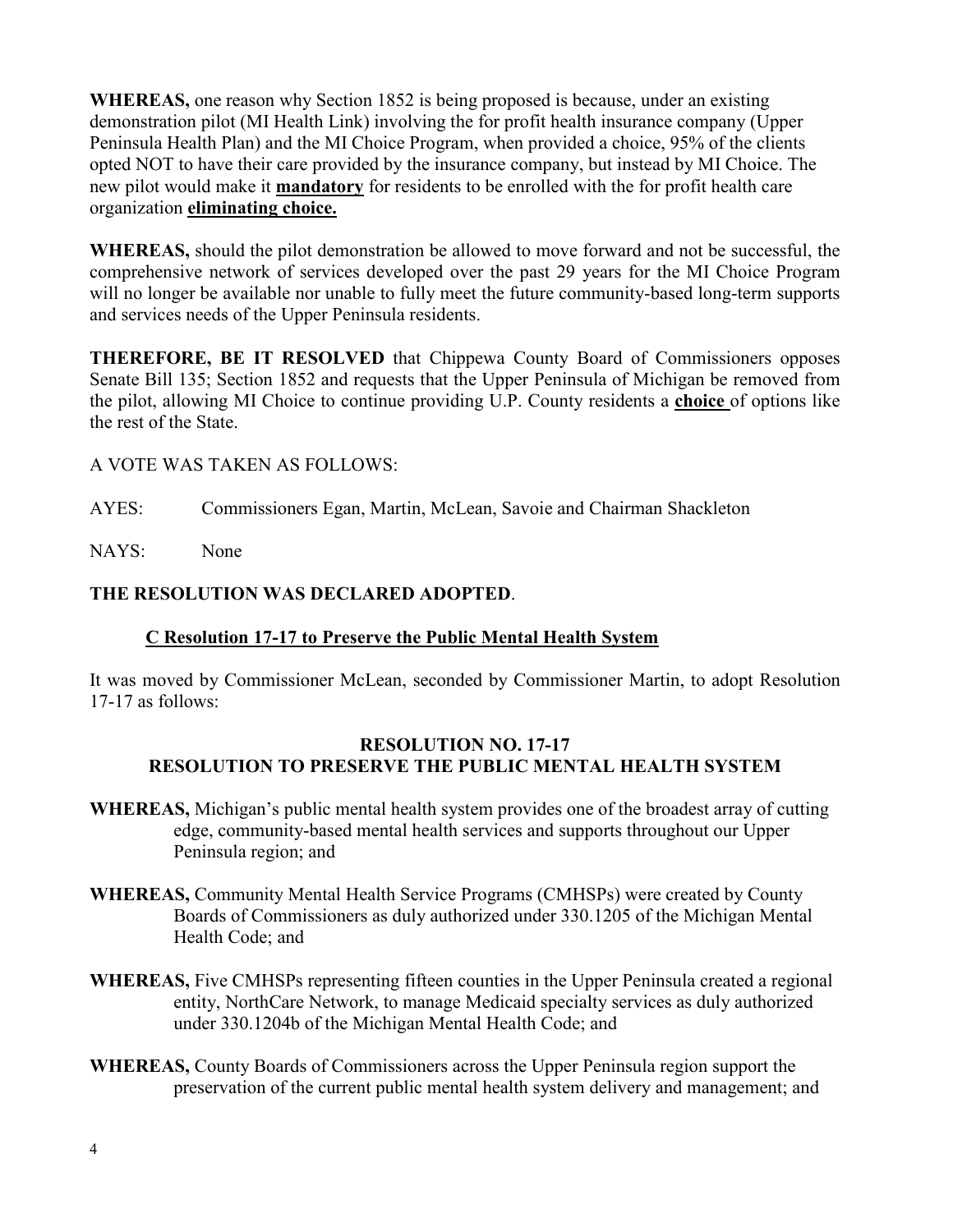**WHEREAS,** one reason why Section 1852 is being proposed is because, under an existing demonstration pilot (MI Health Link) involving the for profit health insurance company (Upper Peninsula Health Plan) and the MI Choice Program, when provided a choice, 95% of the clients opted NOT to have their care provided by the insurance company, but instead by MI Choice. The new pilot would make it **mandatory** for residents to be enrolled with the for profit health care organization **eliminating choice.**

**WHEREAS,** should the pilot demonstration be allowed to move forward and not be successful, the comprehensive network of services developed over the past 29 years for the MI Choice Program will no longer be available nor unable to fully meet the future community-based long-term supports and services needs of the Upper Peninsula residents.

**THEREFORE, BE IT RESOLVED** that Chippewa County Board of Commissioners opposes Senate Bill 135; Section 1852 and requests that the Upper Peninsula of Michigan be removed from the pilot, allowing MI Choice to continue providing U.P. County residents a **choice** of options like the rest of the State.

A VOTE WAS TAKEN AS FOLLOWS:

AYES: Commissioners Egan, Martin, McLean, Savoie and Chairman Shackleton

NAYS: None

**THE RESOLUTION WAS DECLARED ADOPTED**.

**C Resolution 17-17 to Preserve the Public Mental Health System**

It was moved by Commissioner McLean, seconded by Commissioner Martin, to adopt Resolution 17-17 as follows:

**RESOLUTION NO. 17-17**
**RESOLUTION TO PRESERVE THE PUBLIC MENTAL HEALTH SYSTEM**

**WHEREAS,** Michigan's public mental health system provides one of the broadest array of cutting edge, community-based mental health services and supports throughout our Upper Peninsula region; and

**WHEREAS,** Community Mental Health Service Programs (CMHSPs) were created by County Boards of Commissioners as duly authorized under 330.1205 of the Michigan Mental Health Code; and

**WHEREAS,** Five CMHSPs representing fifteen counties in the Upper Peninsula created a regional entity, NorthCare Network, to manage Medicaid specialty services as duly authorized under 330.1204b of the Michigan Mental Health Code; and

**WHEREAS,** County Boards of Commissioners across the Upper Peninsula region support the preservation of the current public mental health system delivery and management; and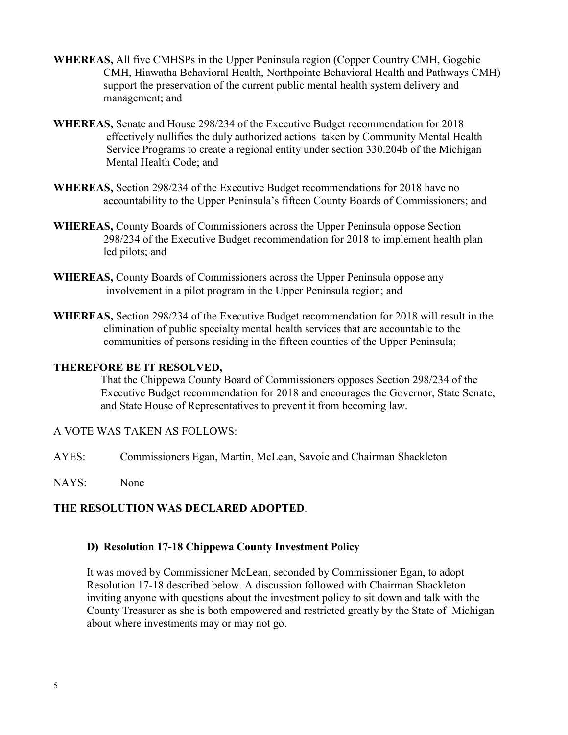**WHEREAS,** All five CMHSPs in the Upper Peninsula region (Copper Country CMH, Gogebic CMH, Hiawatha Behavioral Health, Northpointe Behavioral Health and Pathways CMH) support the preservation of the current public mental health system delivery and management; and

**WHEREAS,** Senate and House 298/234 of the Executive Budget recommendation for 2018 effectively nullifies the duly authorized actions taken by Community Mental Health Service Programs to create a regional entity under section 330.204b of the Michigan Mental Health Code; and

**WHEREAS,** Section 298/234 of the Executive Budget recommendations for 2018 have no accountability to the Upper Peninsula's fifteen County Boards of Commissioners; and

**WHEREAS,** County Boards of Commissioners across the Upper Peninsula oppose Section 298/234 of the Executive Budget recommendation for 2018 to implement health plan led pilots; and

**WHEREAS,** County Boards of Commissioners across the Upper Peninsula oppose any involvement in a pilot program in the Upper Peninsula region; and

**WHEREAS,** Section 298/234 of the Executive Budget recommendation for 2018 will result in the elimination of public specialty mental health services that are accountable to the communities of persons residing in the fifteen counties of the Upper Peninsula;

**THEREFORE BE IT RESOLVED,**

That the Chippewa County Board of Commissioners opposes Section 298/234 of the Executive Budget recommendation for 2018 and encourages the Governor, State Senate, and State House of Representatives to prevent it from becoming law.

A VOTE WAS TAKEN AS FOLLOWS:

AYES: Commissioners Egan, Martin, McLean, Savoie and Chairman Shackleton

NAYS: None

**THE RESOLUTION WAS DECLARED ADOPTED**.

### D) Resolution 17-18 Chippewa County Investment Policy

It was moved by Commissioner McLean, seconded by Commissioner Egan, to adopt Resolution 17-18 described below. A discussion followed with Chairman Shackleton inviting anyone with questions about the investment policy to sit down and talk with the County Treasurer as she is both empowered and restricted greatly by the State of Michigan about where investments may or may not go.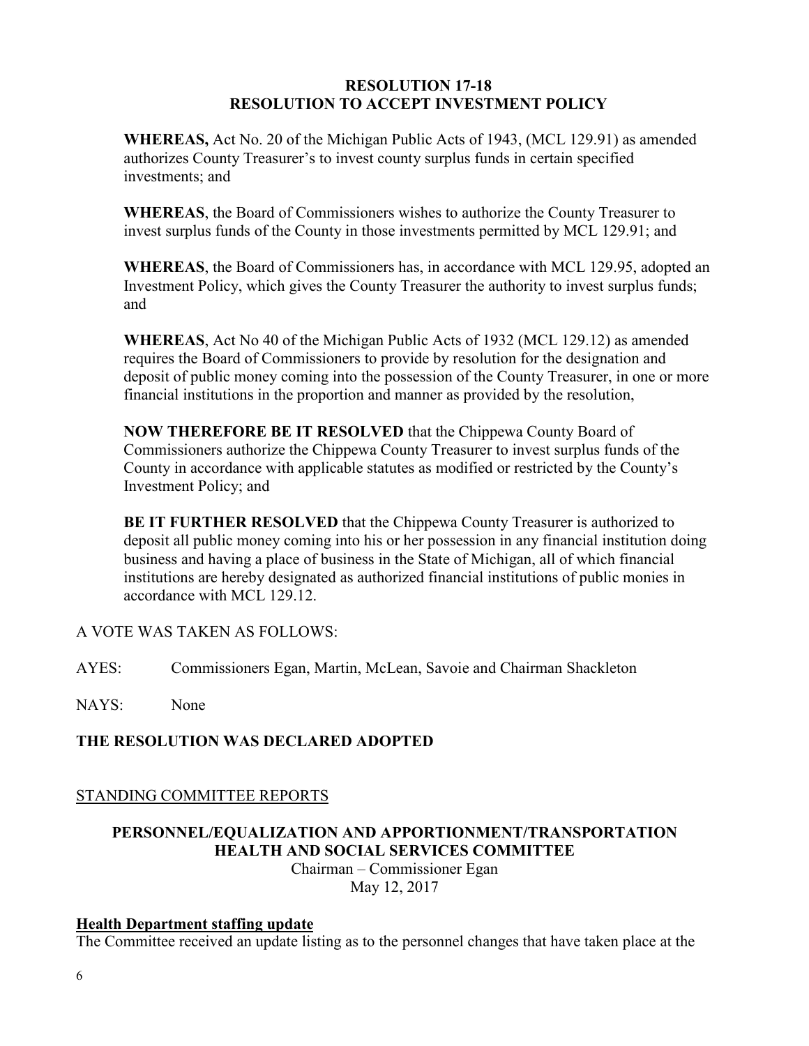**RESOLUTION 17-18**
**RESOLUTION TO ACCEPT INVESTMENT POLICY**

**WHEREAS,** Act No. 20 of the Michigan Public Acts of 1943, (MCL 129.91) as amended authorizes County Treasurer's to invest county surplus funds in certain specified investments; and

**WHEREAS**, the Board of Commissioners wishes to authorize the County Treasurer to invest surplus funds of the County in those investments permitted by MCL 129.91; and

**WHEREAS**, the Board of Commissioners has, in accordance with MCL 129.95, adopted an Investment Policy, which gives the County Treasurer the authority to invest surplus funds; and

**WHEREAS**, Act No 40 of the Michigan Public Acts of 1932 (MCL 129.12) as amended requires the Board of Commissioners to provide by resolution for the designation and deposit of public money coming into the possession of the County Treasurer, in one or more financial institutions in the proportion and manner as provided by the resolution,

**NOW THEREFORE BE IT RESOLVED** that the Chippewa County Board of Commissioners authorize the Chippewa County Treasurer to invest surplus funds of the County in accordance with applicable statutes as modified or restricted by the County's Investment Policy; and

**BE IT FURTHER RESOLVED** that the Chippewa County Treasurer is authorized to deposit all public money coming into his or her possession in any financial institution doing business and having a place of business in the State of Michigan, all of which financial institutions are hereby designated as authorized financial institutions of public monies in accordance with MCL 129.12.

A VOTE WAS TAKEN AS FOLLOWS:

AYES: Commissioners Egan, Martin, McLean, Savoie and Chairman Shackleton

NAYS: None

**THE RESOLUTION WAS DECLARED ADOPTED**

STANDING COMMITTEE REPORTS

**PERSONNEL/EQUALIZATION AND APPORTIONMENT/TRANSPORTATION HEALTH AND SOCIAL SERVICES COMMITTEE**

Chairman – Commissioner Egan
May 12, 2017

**Health Department staffing update**

The Committee received an update listing as to the personnel changes that have taken place at the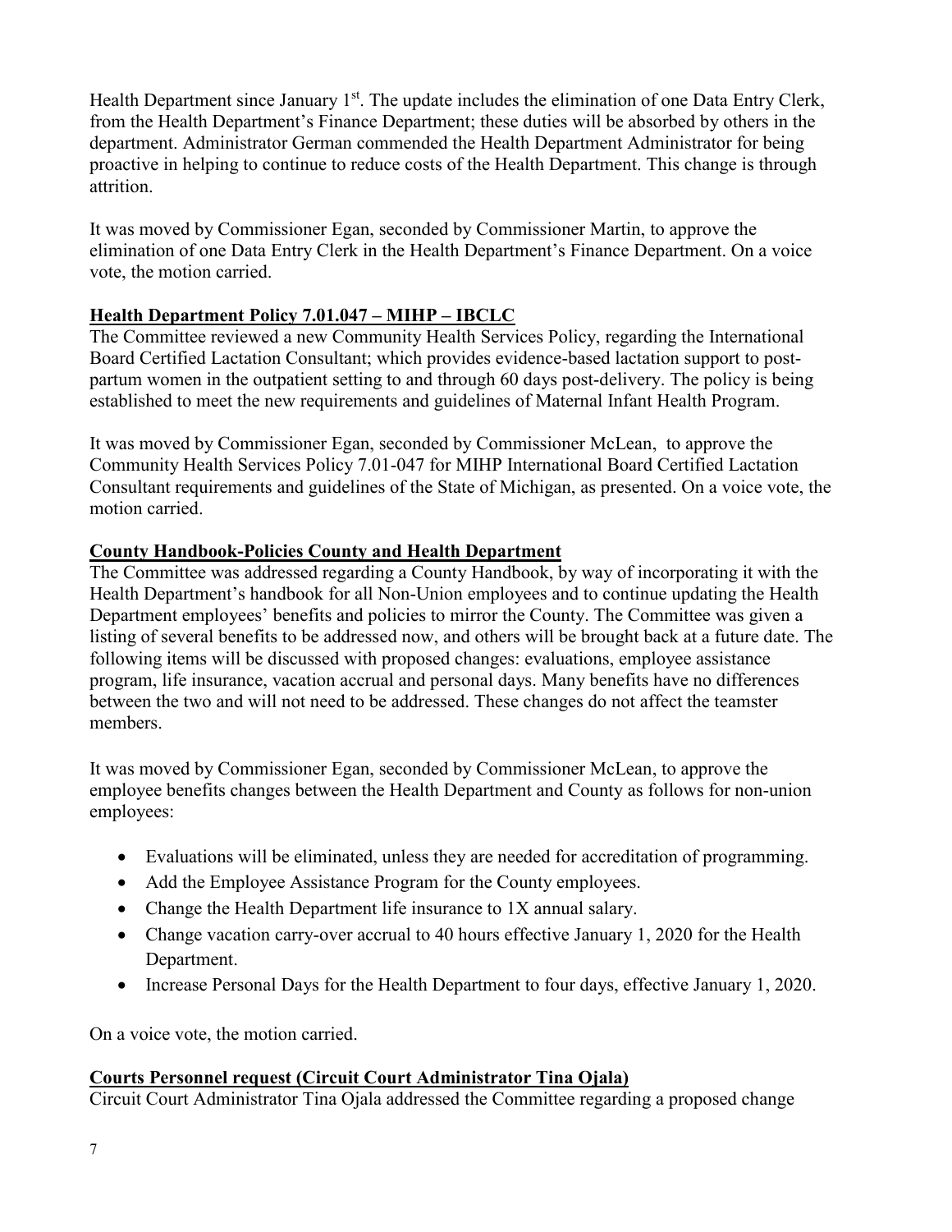Health Department since January 1st. The update includes the elimination of one Data Entry Clerk, from the Health Department's Finance Department; these duties will be absorbed by others in the department. Administrator German commended the Health Department Administrator for being proactive in helping to continue to reduce costs of the Health Department. This change is through attrition.

It was moved by Commissioner Egan, seconded by Commissioner Martin, to approve the elimination of one Data Entry Clerk in the Health Department's Finance Department. On a voice vote, the motion carried.

**Health Department Policy 7.01.047 – MIHP – IBCLC**

The Committee reviewed a new Community Health Services Policy, regarding the International Board Certified Lactation Consultant; which provides evidence-based lactation support to post-partum women in the outpatient setting to and through 60 days post-delivery. The policy is being established to meet the new requirements and guidelines of Maternal Infant Health Program.

It was moved by Commissioner Egan, seconded by Commissioner McLean, to approve the Community Health Services Policy 7.01-047 for MIHP International Board Certified Lactation Consultant requirements and guidelines of the State of Michigan, as presented. On a voice vote, the motion carried.

**County Handbook-Policies County and Health Department**

The Committee was addressed regarding a County Handbook, by way of incorporating it with the Health Department's handbook for all Non-Union employees and to continue updating the Health Department employees' benefits and policies to mirror the County. The Committee was given a listing of several benefits to be addressed now, and others will be brought back at a future date. The following items will be discussed with proposed changes: evaluations, employee assistance program, life insurance, vacation accrual and personal days. Many benefits have no differences between the two and will not need to be addressed. These changes do not affect the teamster members.

It was moved by Commissioner Egan, seconded by Commissioner McLean, to approve the employee benefits changes between the Health Department and County as follows for non-union employees:

- Evaluations will be eliminated, unless they are needed for accreditation of programming.
- Add the Employee Assistance Program for the County employees.
- Change the Health Department life insurance to 1X annual salary.
- Change vacation carry-over accrual to 40 hours effective January 1, 2020 for the Health Department.
- Increase Personal Days for the Health Department to four days, effective January 1, 2020.

On a voice vote, the motion carried.

**Courts Personnel request (Circuit Court Administrator Tina Ojala)**

Circuit Court Administrator Tina Ojala addressed the Committee regarding a proposed change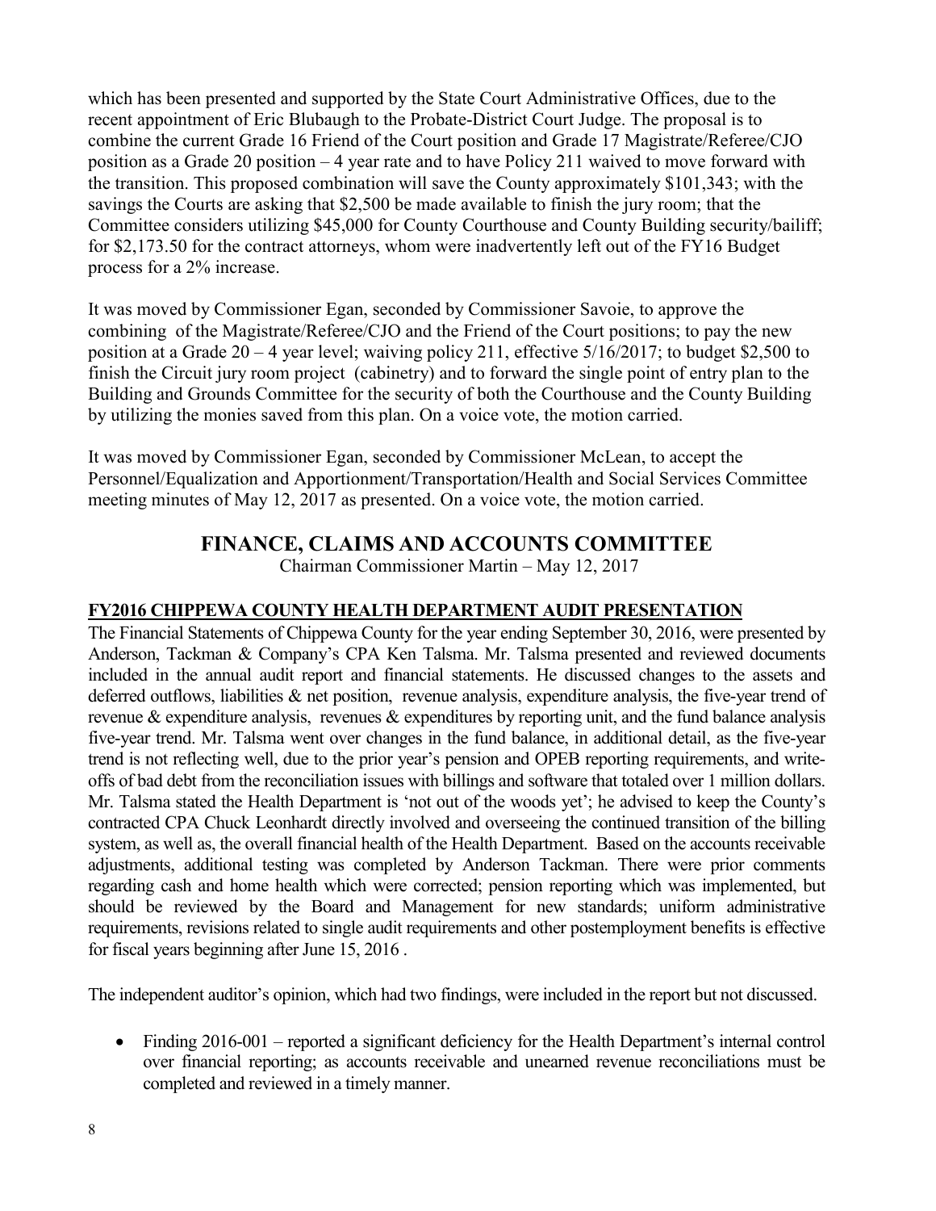which has been presented and supported by the State Court Administrative Offices, due to the recent appointment of Eric Blubaugh to the Probate-District Court Judge. The proposal is to combine the current Grade 16 Friend of the Court position and Grade 17 Magistrate/Referee/CJO position as a Grade 20 position – 4 year rate and to have Policy 211 waived to move forward with the transition. This proposed combination will save the County approximately $101,343; with the savings the Courts are asking that $2,500 be made available to finish the jury room; that the Committee considers utilizing $45,000 for County Courthouse and County Building security/bailiff; for $2,173.50 for the contract attorneys, whom were inadvertently left out of the FY16 Budget process for a 2% increase.

It was moved by Commissioner Egan, seconded by Commissioner Savoie, to approve the combining of the Magistrate/Referee/CJO and the Friend of the Court positions; to pay the new position at a Grade 20 – 4 year level; waiving policy 211, effective 5/16/2017; to budget $2,500 to finish the Circuit jury room project (cabinetry) and to forward the single point of entry plan to the Building and Grounds Committee for the security of both the Courthouse and the County Building by utilizing the monies saved from this plan. On a voice vote, the motion carried.

It was moved by Commissioner Egan, seconded by Commissioner McLean, to accept the Personnel/Equalization and Apportionment/Transportation/Health and Social Services Committee meeting minutes of May 12, 2017 as presented. On a voice vote, the motion carried.

## FINANCE, CLAIMS AND ACCOUNTS COMMITTEE

Chairman Commissioner Martin – May 12, 2017

**FY2016 CHIPPEWA COUNTY HEALTH DEPARTMENT AUDIT PRESENTATION**

The Financial Statements of Chippewa County for the year ending September 30, 2016, were presented by Anderson, Tackman & Company's CPA Ken Talsma. Mr. Talsma presented and reviewed documents included in the annual audit report and financial statements. He discussed changes to the assets and deferred outflows, liabilities & net position, revenue analysis, expenditure analysis, the five-year trend of revenue & expenditure analysis, revenues & expenditures by reporting unit, and the fund balance analysis five-year trend. Mr. Talsma went over changes in the fund balance, in additional detail, as the five-year trend is not reflecting well, due to the prior year's pension and OPEB reporting requirements, and write-offs of bad debt from the reconciliation issues with billings and software that totaled over 1 million dollars. Mr. Talsma stated the Health Department is 'not out of the woods yet'; he advised to keep the County's contracted CPA Chuck Leonhardt directly involved and overseeing the continued transition of the billing system, as well as, the overall financial health of the Health Department. Based on the accounts receivable adjustments, additional testing was completed by Anderson Tackman. There were prior comments regarding cash and home health which were corrected; pension reporting which was implemented, but should be reviewed by the Board and Management for new standards; uniform administrative requirements, revisions related to single audit requirements and other postemployment benefits is effective for fiscal years beginning after June 15, 2016 .

The independent auditor's opinion, which had two findings, were included in the report but not discussed.

- Finding 2016-001 – reported a significant deficiency for the Health Department's internal control over financial reporting; as accounts receivable and unearned revenue reconciliations must be completed and reviewed in a timely manner.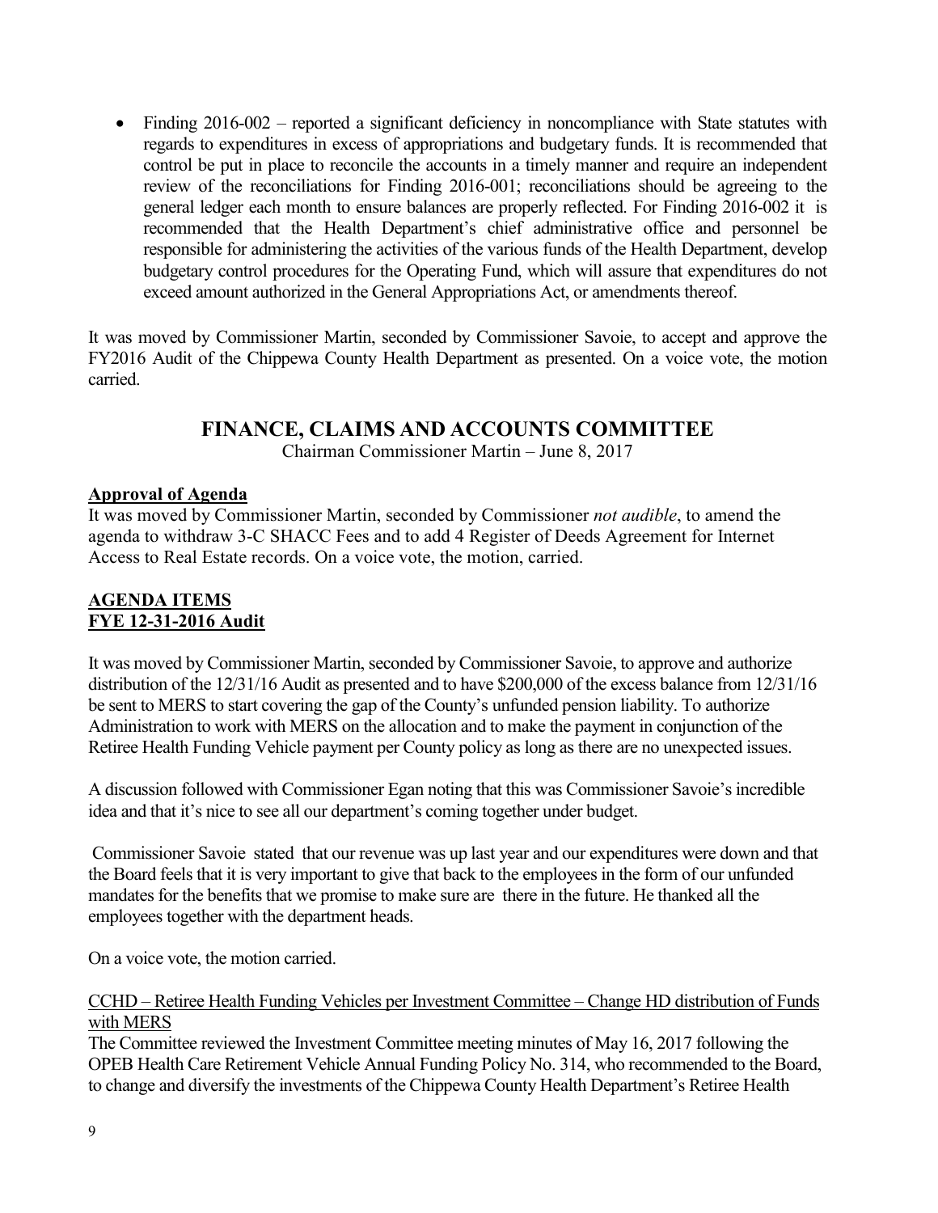- Finding 2016-002 – reported a significant deficiency in noncompliance with State statutes with regards to expenditures in excess of appropriations and budgetary funds. It is recommended that control be put in place to reconcile the accounts in a timely manner and require an independent review of the reconciliations for Finding 2016-001; reconciliations should be agreeing to the general ledger each month to ensure balances are properly reflected. For Finding 2016-002 it is recommended that the Health Department's chief administrative office and personnel be responsible for administering the activities of the various funds of the Health Department, develop budgetary control procedures for the Operating Fund, which will assure that expenditures do not exceed amount authorized in the General Appropriations Act, or amendments thereof.

It was moved by Commissioner Martin, seconded by Commissioner Savoie, to accept and approve the FY2016 Audit of the Chippewa County Health Department as presented. On a voice vote, the motion carried.

## FINANCE, CLAIMS AND ACCOUNTS COMMITTEE

Chairman Commissioner Martin – June 8, 2017

**Approval of Agenda**

It was moved by Commissioner Martin, seconded by Commissioner *not audible*, to amend the agenda to withdraw 3-C SHACC Fees and to add 4 Register of Deeds Agreement for Internet Access to Real Estate records. On a voice vote, the motion, carried.

**AGENDA ITEMS**

**FYE 12-31-2016 Audit**

It was moved by Commissioner Martin, seconded by Commissioner Savoie, to approve and authorize distribution of the 12/31/16 Audit as presented and to have $200,000 of the excess balance from 12/31/16 be sent to MERS to start covering the gap of the County's unfunded pension liability. To authorize Administration to work with MERS on the allocation and to make the payment in conjunction of the Retiree Health Funding Vehicle payment per County policy as long as there are no unexpected issues.

A discussion followed with Commissioner Egan noting that this was Commissioner Savoie's incredible idea and that it's nice to see all our department's coming together under budget.

Commissioner Savoie stated that our revenue was up last year and our expenditures were down and that the Board feels that it is very important to give that back to the employees in the form of our unfunded mandates for the benefits that we promise to make sure are there in the future. He thanked all the employees together with the department heads.

On a voice vote, the motion carried.

CCHD – Retiree Health Funding Vehicles per Investment Committee – Change HD distribution of Funds with MERS

The Committee reviewed the Investment Committee meeting minutes of May 16, 2017 following the OPEB Health Care Retirement Vehicle Annual Funding Policy No. 314, who recommended to the Board, to change and diversify the investments of the Chippewa County Health Department's Retiree Health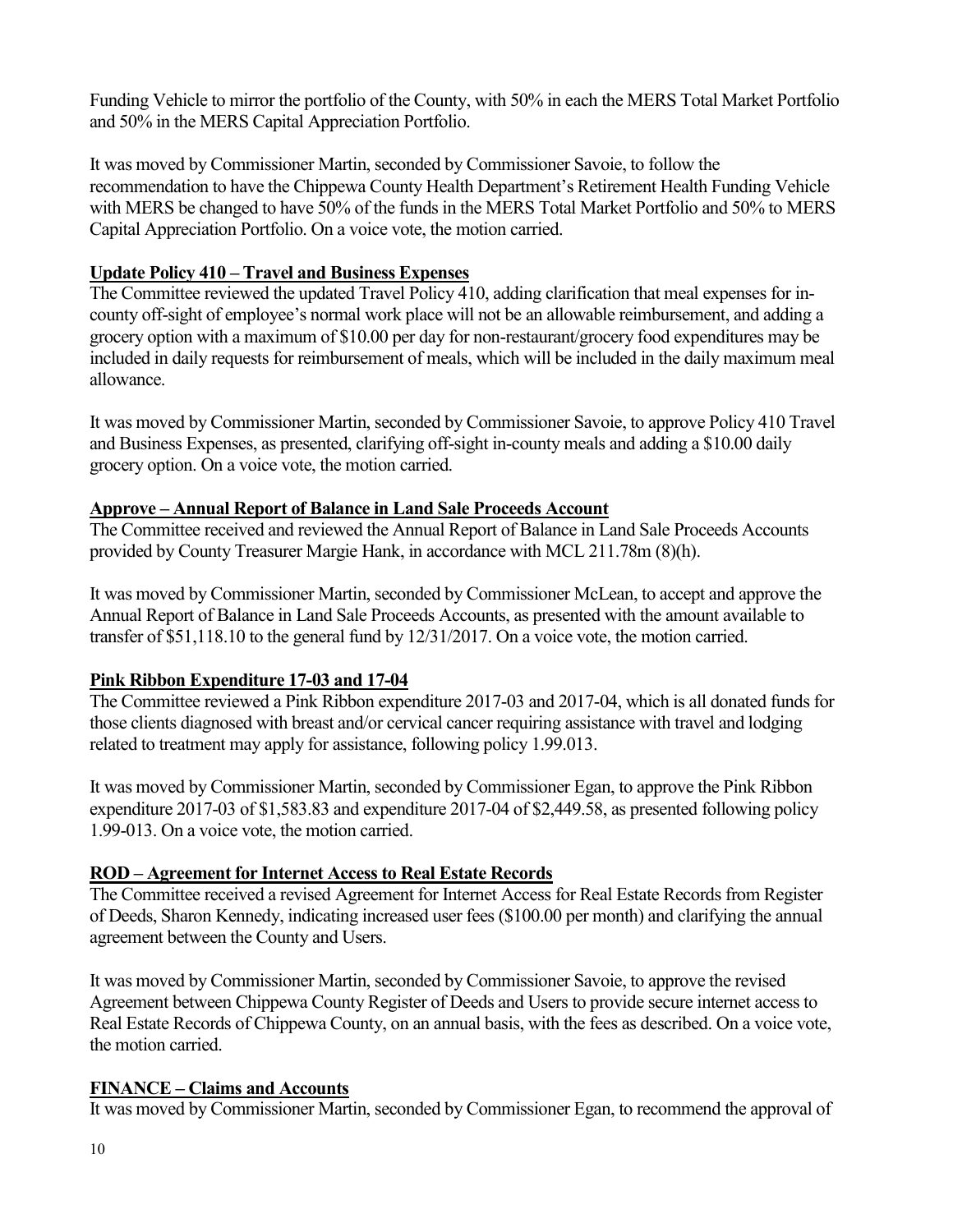Funding Vehicle to mirror the portfolio of the County, with 50% in each the MERS Total Market Portfolio and 50% in the MERS Capital Appreciation Portfolio.

It was moved by Commissioner Martin, seconded by Commissioner Savoie, to follow the recommendation to have the Chippewa County Health Department's Retirement Health Funding Vehicle with MERS be changed to have 50% of the funds in the MERS Total Market Portfolio and 50% to MERS Capital Appreciation Portfolio. On a voice vote, the motion carried.

**Update Policy 410 – Travel and Business Expenses**

The Committee reviewed the updated Travel Policy 410, adding clarification that meal expenses for in-county off-sight of employee's normal work place will not be an allowable reimbursement, and adding a grocery option with a maximum of $10.00 per day for non-restaurant/grocery food expenditures may be included in daily requests for reimbursement of meals, which will be included in the daily maximum meal allowance.

It was moved by Commissioner Martin, seconded by Commissioner Savoie, to approve Policy 410 Travel and Business Expenses, as presented, clarifying off-sight in-county meals and adding a $10.00 daily grocery option. On a voice vote, the motion carried.

**Approve – Annual Report of Balance in Land Sale Proceeds Account**

The Committee received and reviewed the Annual Report of Balance in Land Sale Proceeds Accounts provided by County Treasurer Margie Hank, in accordance with MCL 211.78m (8)(h).

It was moved by Commissioner Martin, seconded by Commissioner McLean, to accept and approve the Annual Report of Balance in Land Sale Proceeds Accounts, as presented with the amount available to transfer of $51,118.10 to the general fund by 12/31/2017. On a voice vote, the motion carried.

**Pink Ribbon Expenditure 17-03 and 17-04**

The Committee reviewed a Pink Ribbon expenditure 2017-03 and 2017-04, which is all donated funds for those clients diagnosed with breast and/or cervical cancer requiring assistance with travel and lodging related to treatment may apply for assistance, following policy 1.99.013.

It was moved by Commissioner Martin, seconded by Commissioner Egan, to approve the Pink Ribbon expenditure 2017-03 of $1,583.83 and expenditure 2017-04 of $2,449.58, as presented following policy 1.99-013. On a voice vote, the motion carried.

**ROD – Agreement for Internet Access to Real Estate Records**

The Committee received a revised Agreement for Internet Access for Real Estate Records from Register of Deeds, Sharon Kennedy, indicating increased user fees ($100.00 per month) and clarifying the annual agreement between the County and Users.

It was moved by Commissioner Martin, seconded by Commissioner Savoie, to approve the revised Agreement between Chippewa County Register of Deeds and Users to provide secure internet access to Real Estate Records of Chippewa County, on an annual basis, with the fees as described. On a voice vote, the motion carried.

**FINANCE – Claims and Accounts**

It was moved by Commissioner Martin, seconded by Commissioner Egan, to recommend the approval of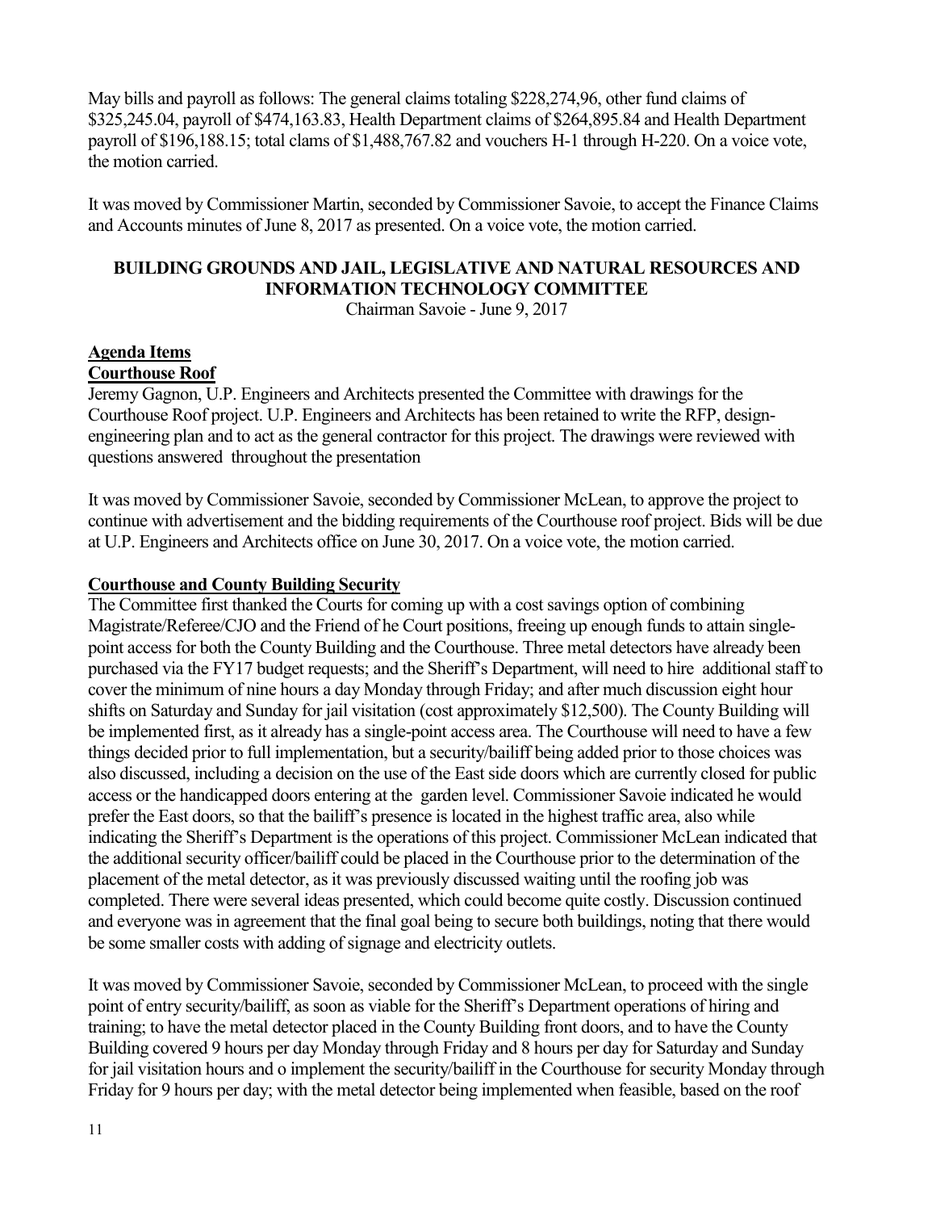May bills and payroll as follows: The general claims totaling $228,274,96, other fund claims of $325,245.04, payroll of $474,163.83, Health Department claims of $264,895.84 and Health Department payroll of $196,188.15; total clams of $1,488,767.82 and vouchers H-1 through H-220. On a voice vote, the motion carried.

It was moved by Commissioner Martin, seconded by Commissioner Savoie, to accept the Finance Claims and Accounts minutes of June 8, 2017 as presented. On a voice vote, the motion carried.

## BUILDING GROUNDS AND JAIL, LEGISLATIVE AND NATURAL RESOURCES AND INFORMATION TECHNOLOGY COMMITTEE

Chairman Savoie - June 9, 2017

**Agenda Items**

**Courthouse Roof**

Jeremy Gagnon, U.P. Engineers and Architects presented the Committee with drawings for the Courthouse Roof project. U.P. Engineers and Architects has been retained to write the RFP, design-engineering plan and to act as the general contractor for this project. The drawings were reviewed with questions answered throughout the presentation

It was moved by Commissioner Savoie, seconded by Commissioner McLean, to approve the project to continue with advertisement and the bidding requirements of the Courthouse roof project. Bids will be due at U.P. Engineers and Architects office on June 30, 2017. On a voice vote, the motion carried.

**Courthouse and County Building Security**

The Committee first thanked the Courts for coming up with a cost savings option of combining Magistrate/Referee/CJO and the Friend of he Court positions, freeing up enough funds to attain single-point access for both the County Building and the Courthouse. Three metal detectors have already been purchased via the FY17 budget requests; and the Sheriff's Department, will need to hire additional staff to cover the minimum of nine hours a day Monday through Friday; and after much discussion eight hour shifts on Saturday and Sunday for jail visitation (cost approximately $12,500). The County Building will be implemented first, as it already has a single-point access area. The Courthouse will need to have a few things decided prior to full implementation, but a security/bailiff being added prior to those choices was also discussed, including a decision on the use of the East side doors which are currently closed for public access or the handicapped doors entering at the garden level. Commissioner Savoie indicated he would prefer the East doors, so that the bailiff's presence is located in the highest traffic area, also while indicating the Sheriff's Department is the operations of this project. Commissioner McLean indicated that the additional security officer/bailiff could be placed in the Courthouse prior to the determination of the placement of the metal detector, as it was previously discussed waiting until the roofing job was completed. There were several ideas presented, which could become quite costly. Discussion continued and everyone was in agreement that the final goal being to secure both buildings, noting that there would be some smaller costs with adding of signage and electricity outlets.

It was moved by Commissioner Savoie, seconded by Commissioner McLean, to proceed with the single point of entry security/bailiff, as soon as viable for the Sheriff's Department operations of hiring and training; to have the metal detector placed in the County Building front doors, and to have the County Building covered 9 hours per day Monday through Friday and 8 hours per day for Saturday and Sunday for jail visitation hours and o implement the security/bailiff in the Courthouse for security Monday through Friday for 9 hours per day; with the metal detector being implemented when feasible, based on the roof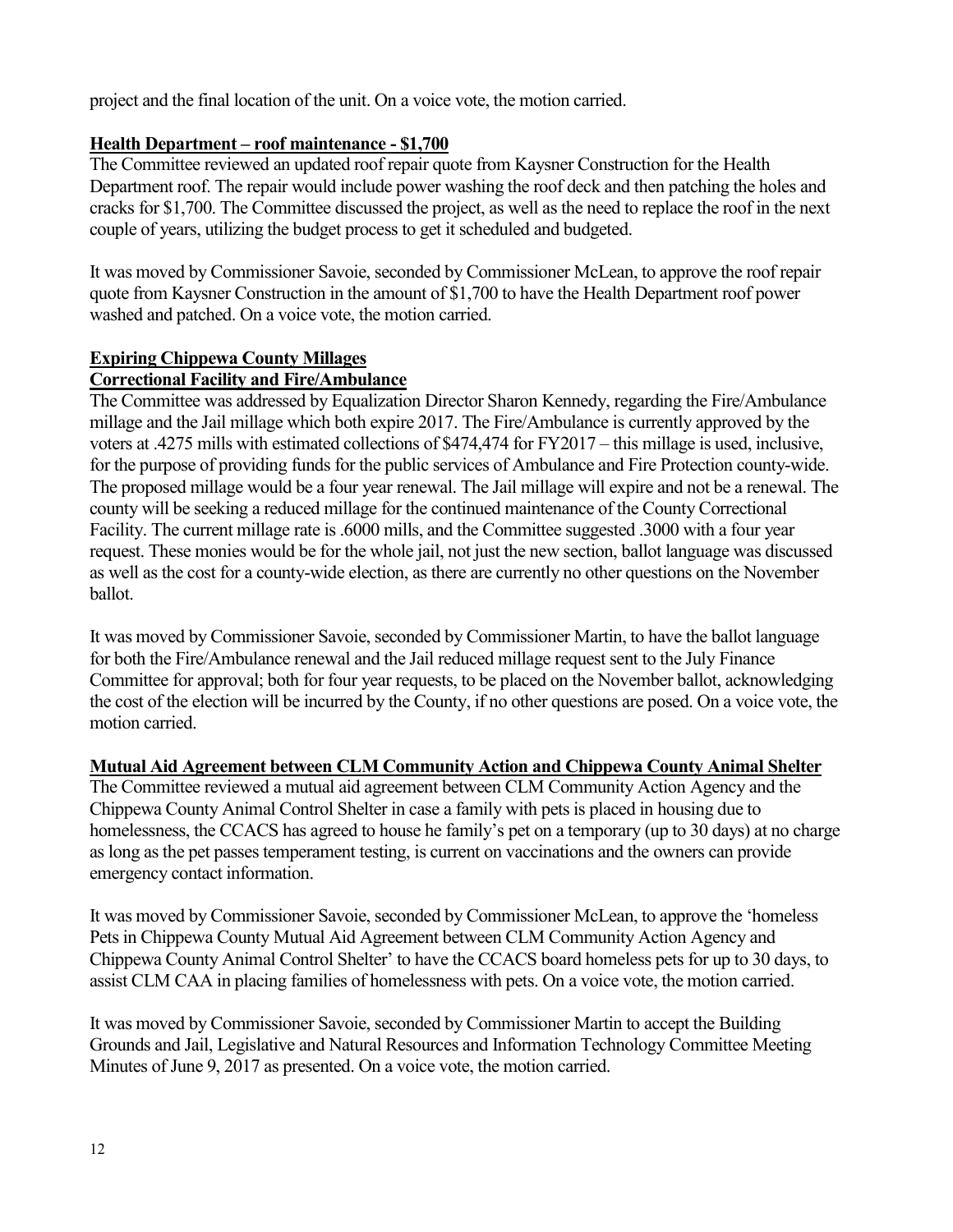project and the final location of the unit. On a voice vote, the motion carried.

**Health Department – roof maintenance - $1,700**

The Committee reviewed an updated roof repair quote from Kaysner Construction for the Health Department roof. The repair would include power washing the roof deck and then patching the holes and cracks for $1,700. The Committee discussed the project, as well as the need to replace the roof in the next couple of years, utilizing the budget process to get it scheduled and budgeted.

It was moved by Commissioner Savoie, seconded by Commissioner McLean, to approve the roof repair quote from Kaysner Construction in the amount of $1,700 to have the Health Department roof power washed and patched. On a voice vote, the motion carried.

**Expiring Chippewa County Millages**
**Correctional Facility and Fire/Ambulance**

The Committee was addressed by Equalization Director Sharon Kennedy, regarding the Fire/Ambulance millage and the Jail millage which both expire 2017. The Fire/Ambulance is currently approved by the voters at .4275 mills with estimated collections of $474,474 for FY2017 – this millage is used, inclusive, for the purpose of providing funds for the public services of Ambulance and Fire Protection county-wide. The proposed millage would be a four year renewal. The Jail millage will expire and not be a renewal. The county will be seeking a reduced millage for the continued maintenance of the County Correctional Facility. The current millage rate is .6000 mills, and the Committee suggested .3000 with a four year request. These monies would be for the whole jail, not just the new section, ballot language was discussed as well as the cost for a county-wide election, as there are currently no other questions on the November ballot.

It was moved by Commissioner Savoie, seconded by Commissioner Martin, to have the ballot language for both the Fire/Ambulance renewal and the Jail reduced millage request sent to the July Finance Committee for approval; both for four year requests, to be placed on the November ballot, acknowledging the cost of the election will be incurred by the County, if no other questions are posed. On a voice vote, the motion carried.

**Mutual Aid Agreement between CLM Community Action and Chippewa County Animal Shelter**

The Committee reviewed a mutual aid agreement between CLM Community Action Agency and the Chippewa County Animal Control Shelter in case a family with pets is placed in housing due to homelessness, the CCACS has agreed to house he family's pet on a temporary (up to 30 days) at no charge as long as the pet passes temperament testing, is current on vaccinations and the owners can provide emergency contact information.

It was moved by Commissioner Savoie, seconded by Commissioner McLean, to approve the 'homeless Pets in Chippewa County Mutual Aid Agreement between CLM Community Action Agency and Chippewa County Animal Control Shelter' to have the CCACS board homeless pets for up to 30 days, to assist CLM CAA in placing families of homelessness with pets. On a voice vote, the motion carried.

It was moved by Commissioner Savoie, seconded by Commissioner Martin to accept the Building Grounds and Jail, Legislative and Natural Resources and Information Technology Committee Meeting Minutes of June 9, 2017 as presented. On a voice vote, the motion carried.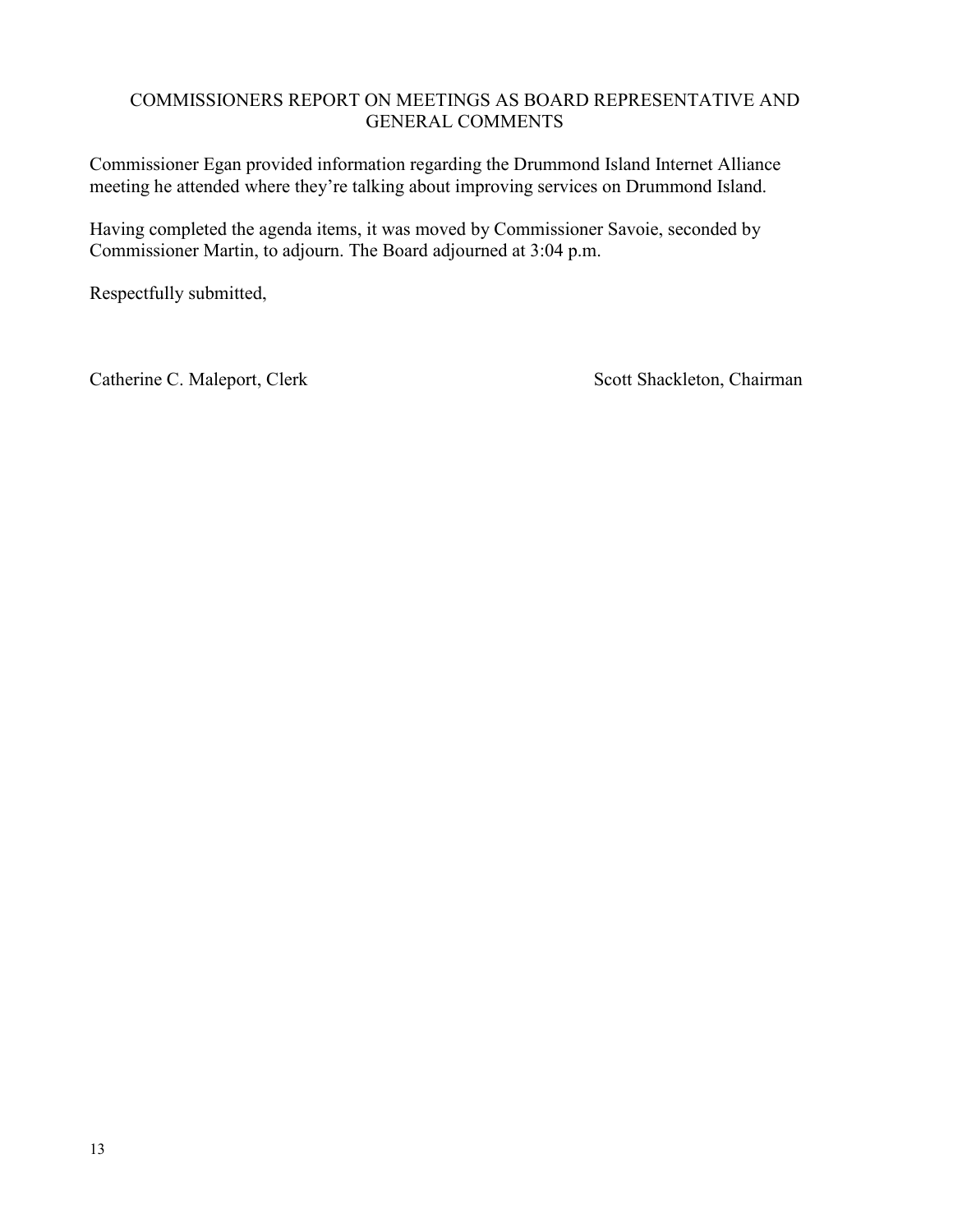## COMMISSIONERS REPORT ON MEETINGS AS BOARD REPRESENTATIVE AND GENERAL COMMENTS

Commissioner Egan provided information regarding the Drummond Island Internet Alliance meeting he attended where they're talking about improving services on Drummond Island.

Having completed the agenda items, it was moved by Commissioner Savoie, seconded by Commissioner Martin, to adjourn. The Board adjourned at 3:04 p.m.

Respectfully submitted,

Catherine C. Maleport, Clerk

Scott Shackleton, Chairman